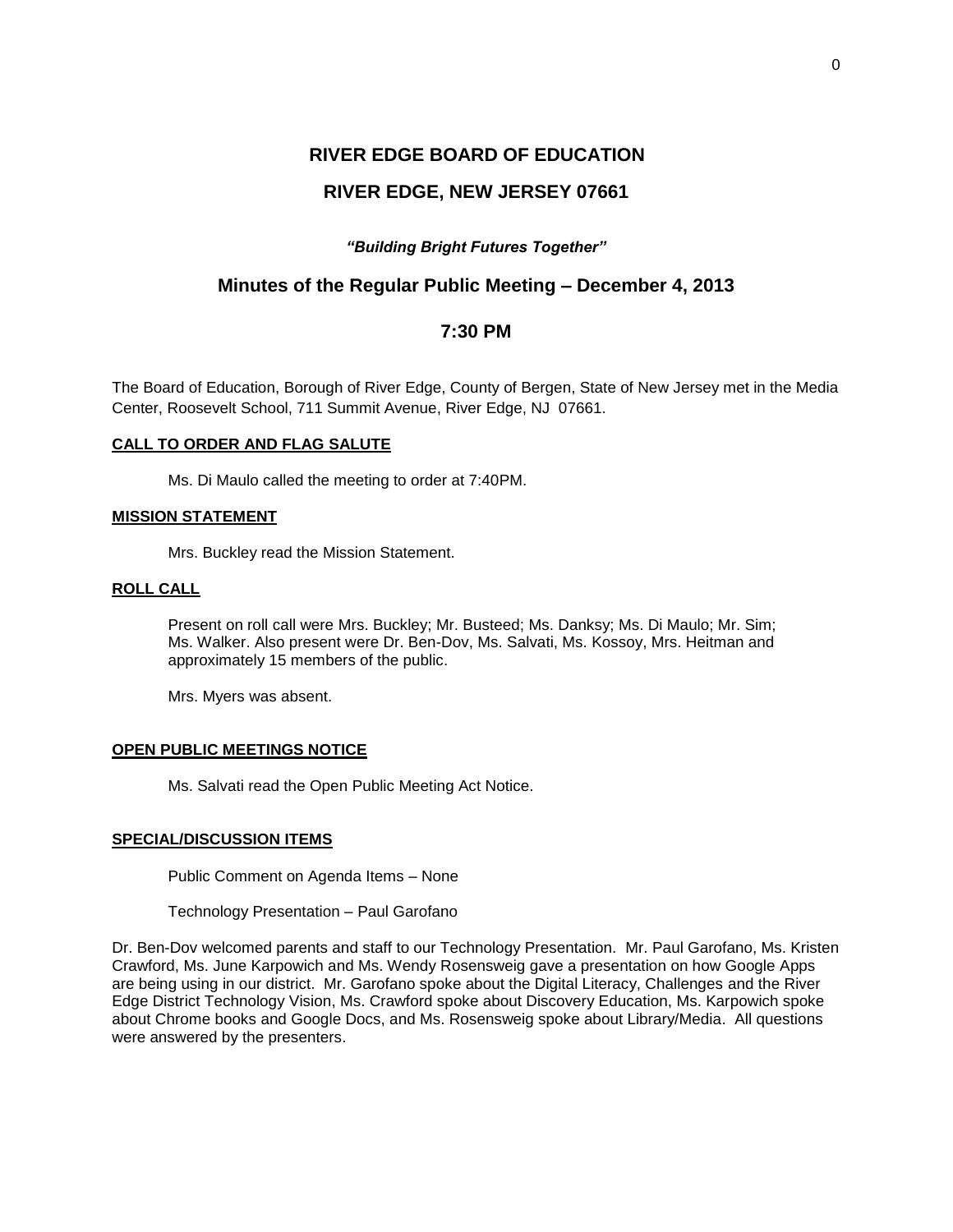# RIVER EDGE BOARD OF EDUCATION

# RIVER EDGE, NEW JERSEY 07661

***"Building Bright Futures Together"***

## Minutes of the Regular Public Meeting – December 4, 2013

## 7:30 PM

The Board of Education, Borough of River Edge, County of Bergen, State of New Jersey met in the Media Center, Roosevelt School, 711 Summit Avenue, River Edge, NJ 07661.

**CALL TO ORDER AND FLAG SALUTE**

Ms. Di Maulo called the meeting to order at 7:40PM.

**MISSION STATEMENT**

Mrs. Buckley read the Mission Statement.

**ROLL CALL**

Present on roll call were Mrs. Buckley; Mr. Busteed; Ms. Danksy; Ms. Di Maulo; Mr. Sim; Ms. Walker. Also present were Dr. Ben-Dov, Ms. Salvati, Ms. Kossoy, Mrs. Heitman and approximately 15 members of the public.

Mrs. Myers was absent.

**OPEN PUBLIC MEETINGS NOTICE**

Ms. Salvati read the Open Public Meeting Act Notice.

**SPECIAL/DISCUSSION ITEMS**

Public Comment on Agenda Items – None

Technology Presentation – Paul Garofano

Dr. Ben-Dov welcomed parents and staff to our Technology Presentation. Mr. Paul Garofano, Ms. Kristen Crawford, Ms. June Karpowich and Ms. Wendy Rosensweig gave a presentation on how Google Apps are being using in our district. Mr. Garofano spoke about the Digital Literacy, Challenges and the River Edge District Technology Vision, Ms. Crawford spoke about Discovery Education, Ms. Karpowich spoke about Chrome books and Google Docs, and Ms. Rosensweig spoke about Library/Media. All questions were answered by the presenters.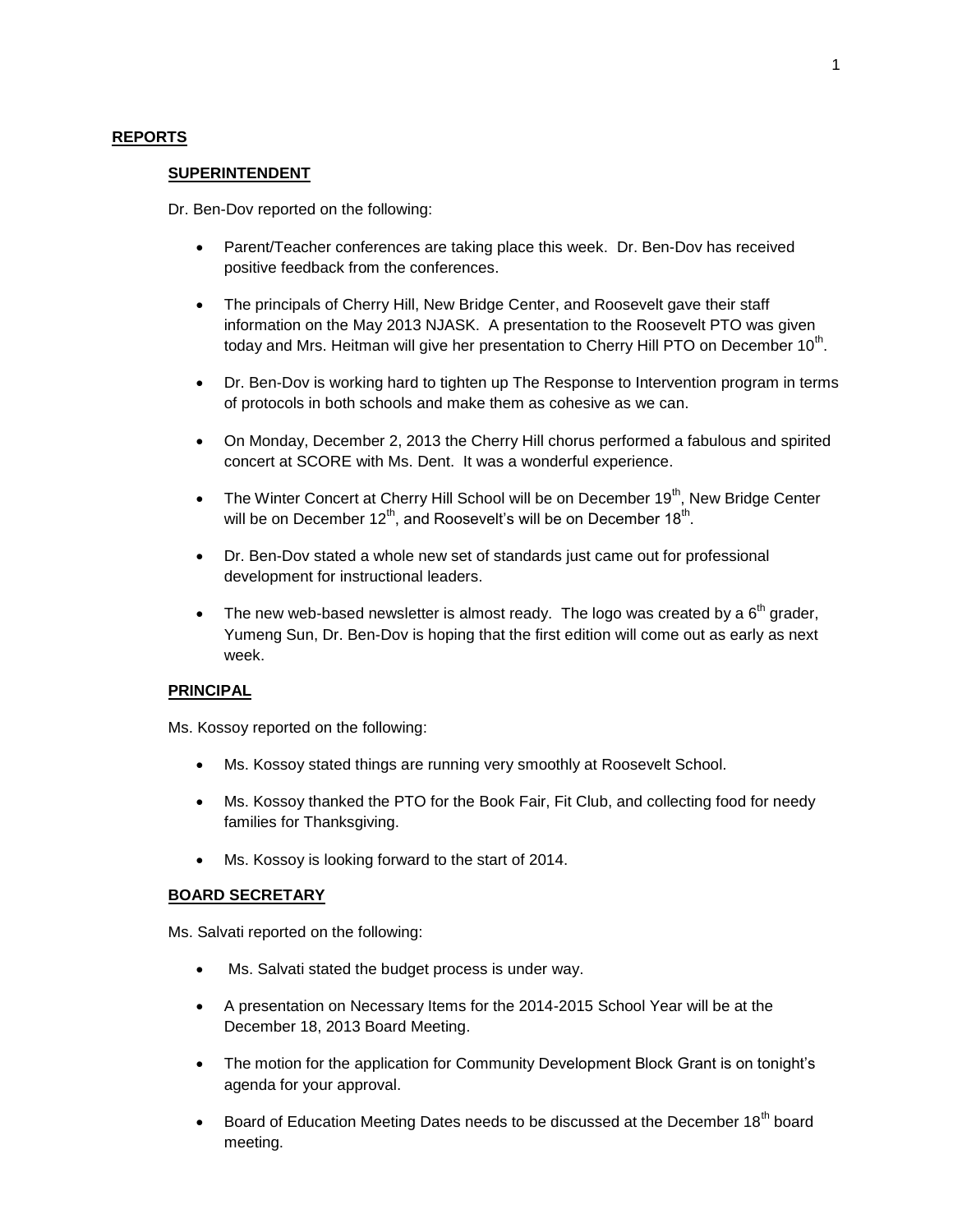## REPORTS

### SUPERINTENDENT

Dr. Ben-Dov reported on the following:

- Parent/Teacher conferences are taking place this week. Dr. Ben-Dov has received positive feedback from the conferences.
- The principals of Cherry Hill, New Bridge Center, and Roosevelt gave their staff information on the May 2013 NJASK. A presentation to the Roosevelt PTO was given today and Mrs. Heitman will give her presentation to Cherry Hill PTO on December 10th.
- Dr. Ben-Dov is working hard to tighten up The Response to Intervention program in terms of protocols in both schools and make them as cohesive as we can.
- On Monday, December 2, 2013 the Cherry Hill chorus performed a fabulous and spirited concert at SCORE with Ms. Dent. It was a wonderful experience.
- The Winter Concert at Cherry Hill School will be on December 19th, New Bridge Center will be on December 12th, and Roosevelt's will be on December 18th.
- Dr. Ben-Dov stated a whole new set of standards just came out for professional development for instructional leaders.
- The new web-based newsletter is almost ready. The logo was created by a 6th grader, Yumeng Sun, Dr. Ben-Dov is hoping that the first edition will come out as early as next week.

### PRINCIPAL

Ms. Kossoy reported on the following:

- Ms. Kossoy stated things are running very smoothly at Roosevelt School.
- Ms. Kossoy thanked the PTO for the Book Fair, Fit Club, and collecting food for needy families for Thanksgiving.
- Ms. Kossoy is looking forward to the start of 2014.

### BOARD SECRETARY

Ms. Salvati reported on the following:

- Ms. Salvati stated the budget process is under way.
- A presentation on Necessary Items for the 2014-2015 School Year will be at the December 18, 2013 Board Meeting.
- The motion for the application for Community Development Block Grant is on tonight's agenda for your approval.
- Board of Education Meeting Dates needs to be discussed at the December 18th board meeting.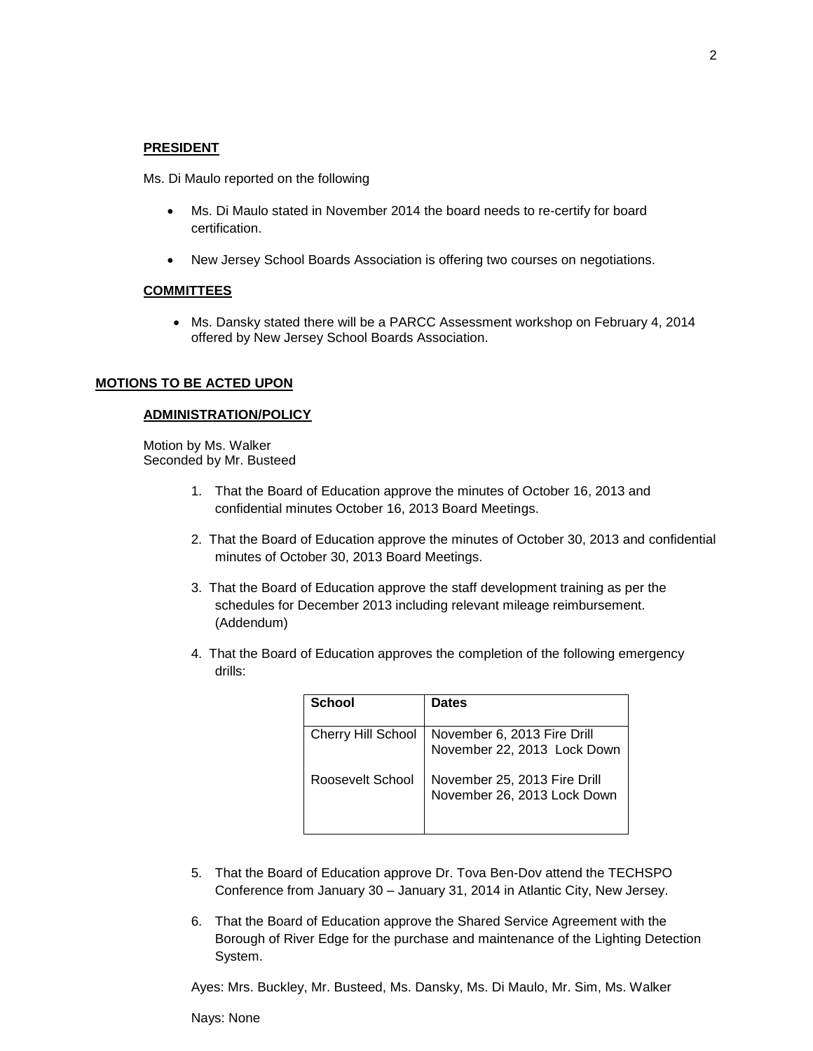**PRESIDENT**

Ms. Di Maulo reported on the following

- Ms. Di Maulo stated in November 2014 the board needs to re-certify for board certification.
- New Jersey School Boards Association is offering two courses on negotiations.

**COMMITTEES**

- Ms. Dansky stated there will be a PARCC Assessment workshop on February 4, 2014 offered by New Jersey School Boards Association.

**MOTIONS TO BE ACTED UPON**

**ADMINISTRATION/POLICY**

Motion by Ms. Walker
Seconded by Mr. Busteed

1. That the Board of Education approve the minutes of October 16, 2013 and confidential minutes October 16, 2013 Board Meetings.
2. That the Board of Education approve the minutes of October 30, 2013 and confidential minutes of October 30, 2013 Board Meetings.
3. That the Board of Education approve the staff development training as per the schedules for December 2013 including relevant mileage reimbursement. (Addendum)
4. That the Board of Education approves the completion of the following emergency drills:

| School | Dates |
|---|---|
| Cherry Hill School | November 6, 2013 Fire Drill<br>November 22, 2013 Lock Down |
| Roosevelt School | November 25, 2013 Fire Drill<br>November 26, 2013 Lock Down |

5. That the Board of Education approve Dr. Tova Ben-Dov attend the TECHSPO Conference from January 30 – January 31, 2014 in Atlantic City, New Jersey.
6. That the Board of Education approve the Shared Service Agreement with the Borough of River Edge for the purchase and maintenance of the Lighting Detection System.

Ayes: Mrs. Buckley, Mr. Busteed, Ms. Dansky, Ms. Di Maulo, Mr. Sim, Ms. Walker

Nays: None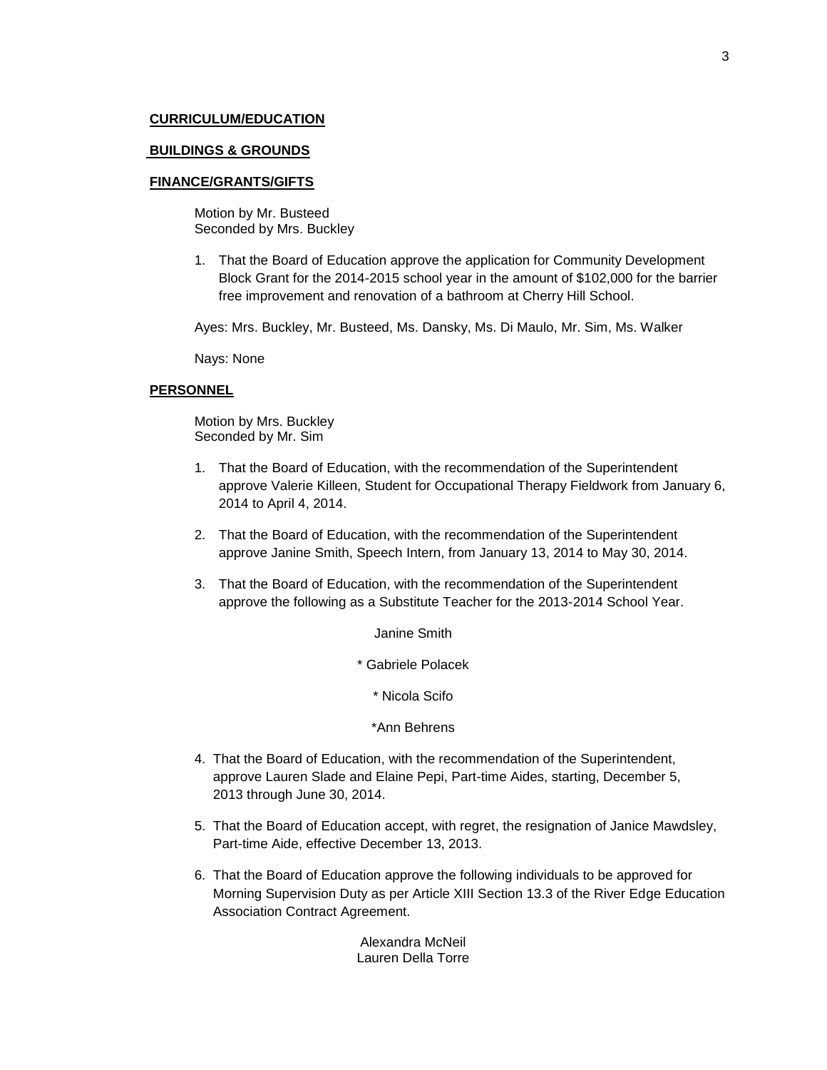**CURRICULUM/EDUCATION**

**BUILDINGS & GROUNDS**

**FINANCE/GRANTS/GIFTS**

Motion by Mr. Busteed
Seconded by Mrs. Buckley

1. That the Board of Education approve the application for Community Development Block Grant for the 2014-2015 school year in the amount of $102,000 for the barrier free improvement and renovation of a bathroom at Cherry Hill School.

Ayes: Mrs. Buckley, Mr. Busteed, Ms. Dansky, Ms. Di Maulo, Mr. Sim, Ms. Walker

Nays: None

**PERSONNEL**

Motion by Mrs. Buckley
Seconded by Mr. Sim

1. That the Board of Education, with the recommendation of the Superintendent approve Valerie Killeen, Student for Occupational Therapy Fieldwork from January 6, 2014 to April 4, 2014.

2. That the Board of Education, with the recommendation of the Superintendent approve Janine Smith, Speech Intern, from January 13, 2014 to May 30, 2014.

3. That the Board of Education, with the recommendation of the Superintendent approve the following as a Substitute Teacher for the 2013-2014 School Year.

   Janine Smith

   * Gabriele Polacek

   * Nicola Scifo

   *Ann Behrens

4. That the Board of Education, with the recommendation of the Superintendent, approve Lauren Slade and Elaine Pepi, Part-time Aides, starting, December 5, 2013 through June 30, 2014.

5. That the Board of Education accept, with regret, the resignation of Janice Mawdsley, Part-time Aide, effective December 13, 2013.

6. That the Board of Education approve the following individuals to be approved for Morning Supervision Duty as per Article XIII Section 13.3 of the River Edge Education Association Contract Agreement.

   Alexandra McNeil
   Lauren Della Torre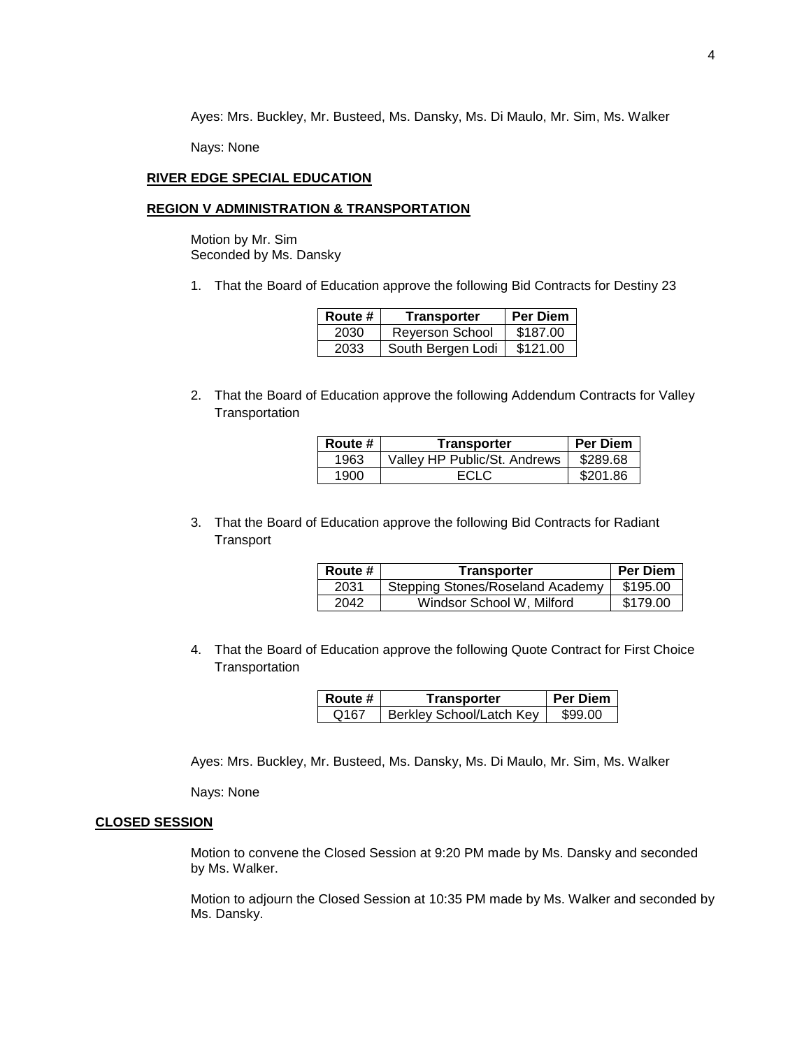Ayes: Mrs. Buckley, Mr. Busteed, Ms. Dansky, Ms. Di Maulo, Mr. Sim, Ms. Walker

Nays: None

**RIVER EDGE SPECIAL EDUCATION**

**REGION V ADMINISTRATION & TRANSPORTATION**

Motion by Mr. Sim
Seconded by Ms. Dansky

1. That the Board of Education approve the following Bid Contracts for Destiny 23

| Route # | Transporter | Per Diem |
|---|---|---|
| 2030 | Reyerson School | $187.00 |
| 2033 | South Bergen Lodi | $121.00 |

2. That the Board of Education approve the following Addendum Contracts for Valley Transportation

| Route # | Transporter | Per Diem |
|---|---|---|
| 1963 | Valley HP Public/St. Andrews | $289.68 |
| 1900 | ECLC | $201.86 |

3. That the Board of Education approve the following Bid Contracts for Radiant Transport

| Route # | Transporter | Per Diem |
|---|---|---|
| 2031 | Stepping Stones/Roseland Academy | $195.00 |
| 2042 | Windsor School W, Milford | $179.00 |

4. That the Board of Education approve the following Quote Contract for First Choice Transportation

| Route # | Transporter | Per Diem |
|---|---|---|
| Q167 | Berkley School/Latch Key | $99.00 |

Ayes: Mrs. Buckley, Mr. Busteed, Ms. Dansky, Ms. Di Maulo, Mr. Sim, Ms. Walker

Nays: None

**CLOSED SESSION**

Motion to convene the Closed Session at 9:20 PM made by Ms. Dansky and seconded by Ms. Walker.

Motion to adjourn the Closed Session at 10:35 PM made by Ms. Walker and seconded by Ms. Dansky.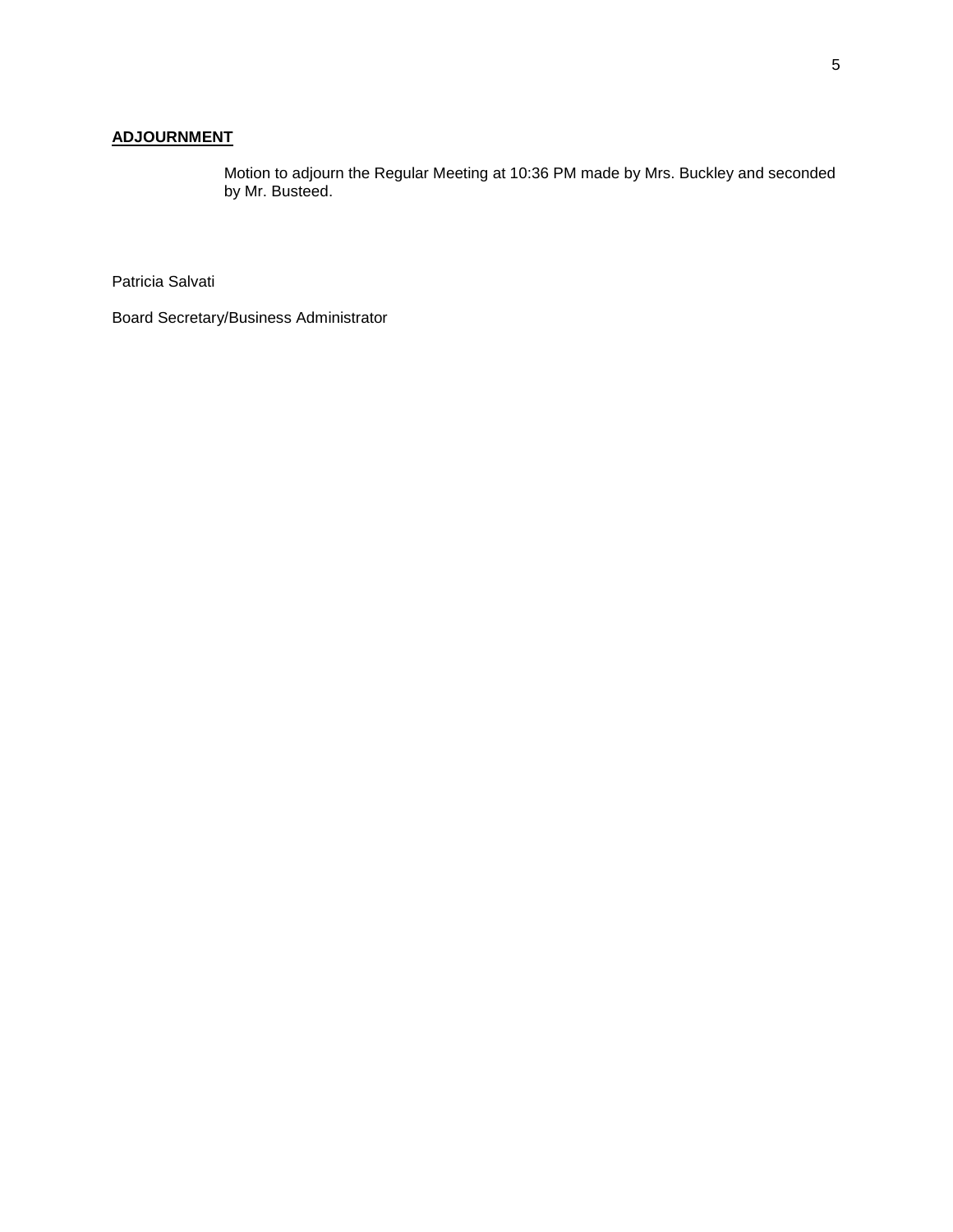**ADJOURNMENT**

Motion to adjourn the Regular Meeting at 10:36 PM made by Mrs. Buckley and seconded by Mr. Busteed.

Patricia Salvati

Board Secretary/Business Administrator